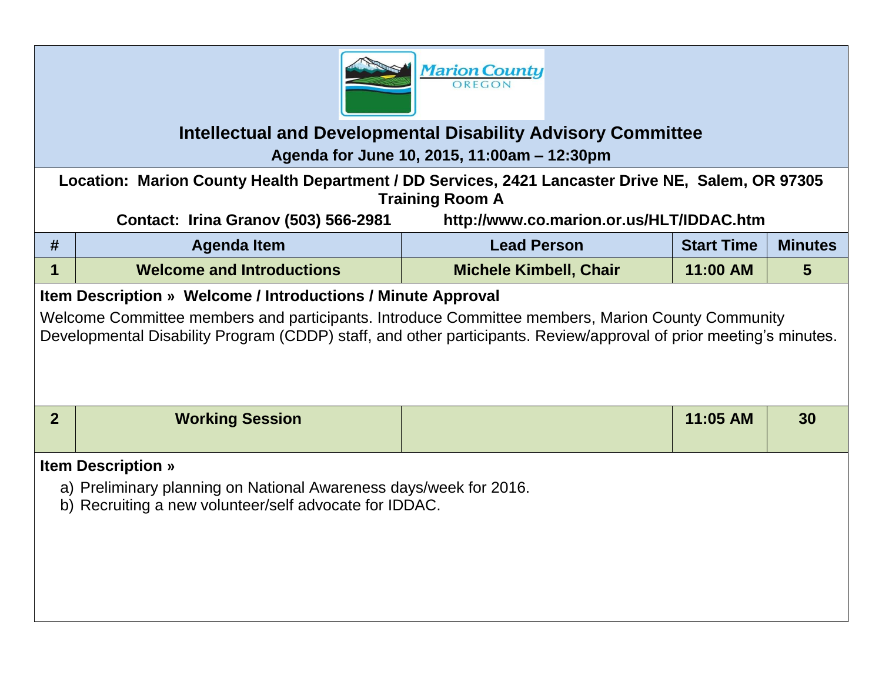Marion County OREGON

# Intellectual and Developmental Disability Advisory Committee

**Agenda for June 10, 2015, 11:00am – 12:30pm**

**Location: Marion County Health Department / DD Services, 2421 Lancaster Drive NE, Salem, OR 97305**
**Training Room A**

**Contact: Irina Granov (503) 566-2981** **http://www.co.marion.or.us/HLT/IDDAC.htm**

| # | Agenda Item | Lead Person | Start Time | Minutes |
|---|---|---|---|---|
| 1 | Welcome and Introductions | Michele Kimbell, Chair | 11:00 AM | 5 |

**Item Description » Welcome / Introductions / Minute Approval**

Welcome Committee members and participants. Introduce Committee members, Marion County Community Developmental Disability Program (CDDP) staff, and other participants. Review/approval of prior meeting's minutes.

| # | Agenda Item | Lead Person | Start Time | Minutes |
|---|---|---|---|---|
| 2 | Working Session | | 11:05 AM | 30 |

**Item Description »**

a) Preliminary planning on National Awareness days/week for 2016.
b) Recruiting a new volunteer/self advocate for IDDAC.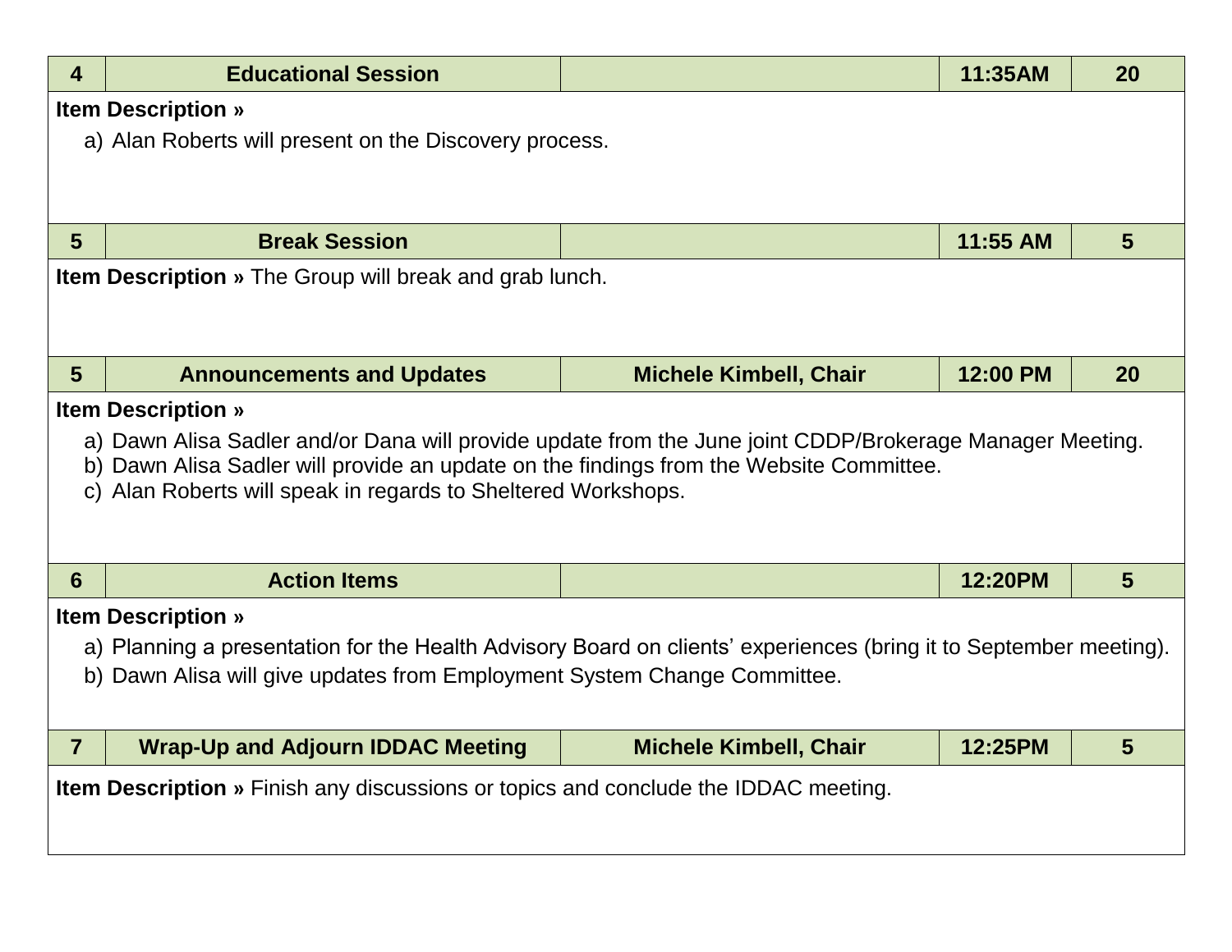| | | | | |
|---|---|---|---|---|
| **4** | **Educational Session** | | **11:35AM** | **20** |

**Item Description »**

a) Alan Roberts will present on the Discovery process.

| | | | | |
|---|---|---|---|---|
| **5** | **Break Session** | | **11:55 AM** | **5** |

**Item Description »** The Group will break and grab lunch.

| | | | | |
|---|---|---|---|---|
| **5** | **Announcements and Updates** | **Michele Kimbell, Chair** | **12:00 PM** | **20** |

**Item Description »**

a) Dawn Alisa Sadler and/or Dana will provide update from the June joint CDDP/Brokerage Manager Meeting.
b) Dawn Alisa Sadler will provide an update on the findings from the Website Committee.
c) Alan Roberts will speak in regards to Sheltered Workshops.

| | | | | |
|---|---|---|---|---|
| **6** | **Action Items** | | **12:20PM** | **5** |

**Item Description »**

a) Planning a presentation for the Health Advisory Board on clients' experiences (bring it to September meeting).
b) Dawn Alisa will give updates from Employment System Change Committee.

| | | | | |
|---|---|---|---|---|
| **7** | **Wrap-Up and Adjourn IDDAC Meeting** | **Michele Kimbell, Chair** | **12:25PM** | **5** |

**Item Description »** Finish any discussions or topics and conclude the IDDAC meeting.